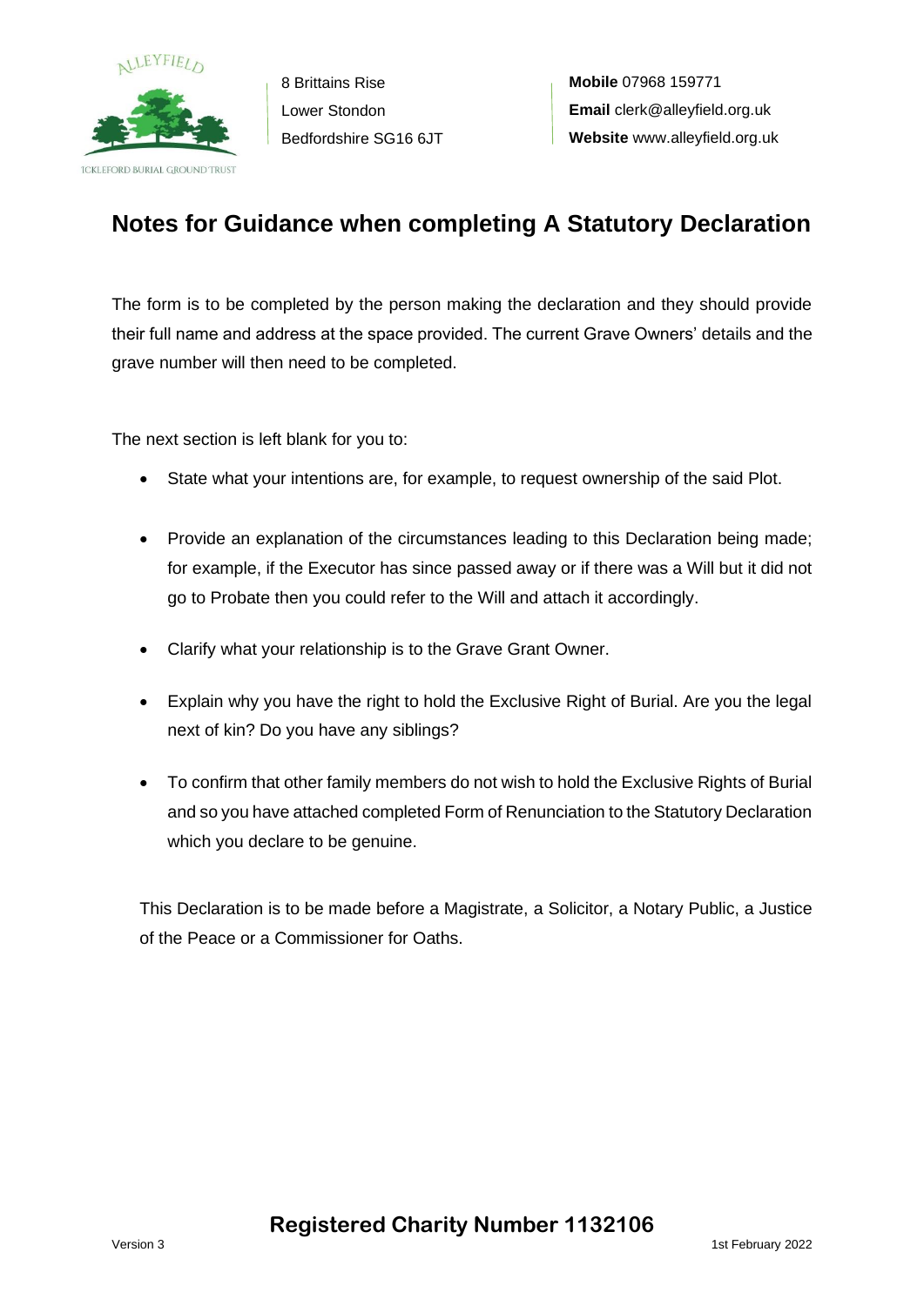ALLEYFIELD

ICKLEFORD BURIAL GROUND TRUST

8 Brittains Rise
Lower Stondon
Bedfordshire SG16 6JT

**Mobile** 07968 159771
**Email** clerk@alleyfield.org.uk
**Website** www.alleyfield.org.uk

# Notes for Guidance when completing A Statutory Declaration

The form is to be completed by the person making the declaration and they should provide their full name and address at the space provided. The current Grave Owners' details and the grave number will then need to be completed.

The next section is left blank for you to:

- State what your intentions are, for example, to request ownership of the said Plot.
- Provide an explanation of the circumstances leading to this Declaration being made; for example, if the Executor has since passed away or if there was a Will but it did not go to Probate then you could refer to the Will and attach it accordingly.
- Clarify what your relationship is to the Grave Grant Owner.
- Explain why you have the right to hold the Exclusive Right of Burial. Are you the legal next of kin? Do you have any siblings?
- To confirm that other family members do not wish to hold the Exclusive Rights of Burial and so you have attached completed Form of Renunciation to the Statutory Declaration which you declare to be genuine.

This Declaration is to be made before a Magistrate, a Solicitor, a Notary Public, a Justice of the Peace or a Commissioner for Oaths.

**Registered Charity Number 1132106**

Version 3

1st February 2022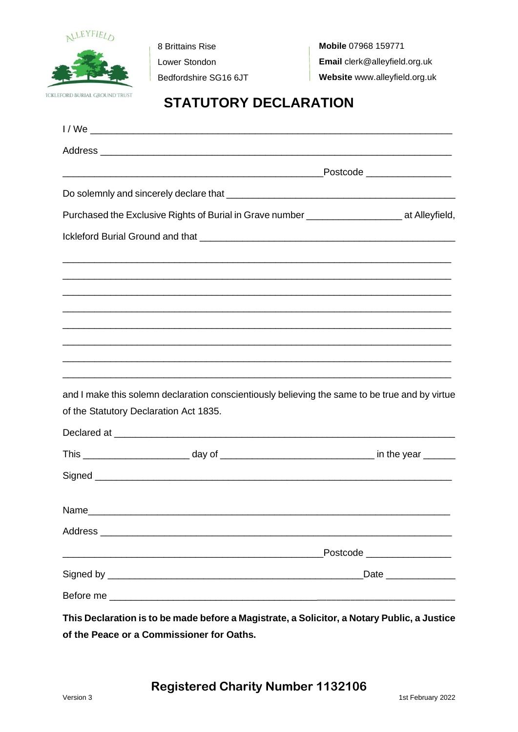ALLEYFIELD

ICKLEFORD BURIAL GROUND TRUST

8 Brittains Rise
Lower Stondon
Bedfordshire SG16 6JT

**Mobile** 07968 159771
**Email** clerk@alleyfield.org.uk
**Website** www.alleyfield.org.uk

# STATUTORY DECLARATION

I / We ___________________________________________________________________

Address _________________________________________________________________

_______________________________________________Postcode _______________

Do solemnly and sincerely declare that ___________________________________________

Purchased the Exclusive Rights of Burial in Grave number _________________ at Alleyfield,

Ickleford Burial Ground and that _____________________________________________

_______________________________________________________________________

_______________________________________________________________________

_______________________________________________________________________

_______________________________________________________________________

_______________________________________________________________________

_______________________________________________________________________

_______________________________________________________________________

_______________________________________________________________________

and I make this solemn declaration conscientiously believing the same to be true and by virtue of the Statutory Declaration Act 1835.

Declared at _____________________________________________________________

This ___________________ day of ____________________________ in the year ______

Signed _________________________________________________________________

Name___________________________________________________________________

Address _________________________________________________________________

_______________________________________________Postcode _______________

Signed by _______________________________________________Date _____________

Before me _______________________________________________________________

**This Declaration is to be made before a Magistrate, a Solicitor, a Notary Public, a Justice of the Peace or a Commissioner for Oaths.**

**Registered Charity Number 1132106**

Version 3

1st February 2022